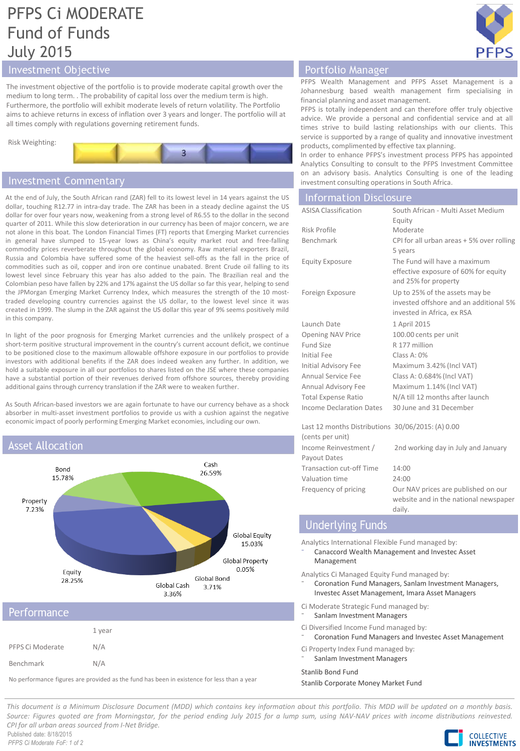# PFPS Ci MODERATE
# Fund of Funds
# July 2015

## Investment Objective

The investment objective of the portfolio is to provide moderate capital growth over the medium to long term. . The probability of capital loss over the medium term is high. Furthermore, the portfolio will exhibit moderate levels of return volatility. The Portfolio aims to achieve returns in excess of inflation over 3 years and longer. The portfolio will at all times comply with regulations governing retirement funds.

Risk Weighting: 3

## Investment Commentary

At the end of July, the South African rand (ZAR) fell to its lowest level in 14 years against the US dollar, touching R12.77 in intra-day trade. The ZAR has been in a steady decline against the US dollar for over four years now, weakening from a strong level of R6.55 to the dollar in the second quarter of 2011. While this slow deterioration in our currency has been of major concern, we are not alone in this boat. The London Financial Times (FT) reports that Emerging Market currencies in general have slumped to 15-year lows as China's equity market rout and free-falling commodity prices reverberate throughout the global economy. Raw material exporters Brazil, Russia and Colombia have suffered some of the heaviest sell-offs as the fall in the price of commodities such as oil, copper and iron ore continue unabated. Brent Crude oil falling to its lowest level since February this year has also added to the pain. The Brazilian real and the Colombian peso have fallen by 22% and 17% against the US dollar so far this year, helping to send the JPMorgan Emerging Market Currency Index, which measures the strength of the 10 most-traded developing country currencies against the US dollar, to the lowest level since it was created in 1999. The slump in the ZAR against the US dollar this year of 9% seems positively mild in this company.

In light of the poor prognosis for Emerging Market currencies and the unlikely prospect of a short-term positive structural improvement in the country's current account deficit, we continue to be positioned close to the maximum allowable offshore exposure in our portfolios to provide investors with additional benefits if the ZAR does indeed weaken any further. In addition, we hold a suitable exposure in all our portfolios to shares listed on the JSE where these companies have a substantial portion of their revenues derived from offshore sources, thereby providing additional gains through currency translation if the ZAR were to weaken further.

As South African-based investors we are again fortunate to have our currency behave as a shock absorber in multi-asset investment portfolios to provide us with a cushion against the negative economic impact of poorly performing Emerging Market economies, including our own.

## Asset Allocation

| Asset Class | Allocation |
|---|---|
| Cash | 26.59% |
| Global Equity | 15.03% |
| Global Property | 0.05% |
| Global Bond | 3.71% |
| Global Cash | 3.36% |
| Equity | 28.25% |
| Property | 7.23% |
| Bond | 15.78% |

## Performance

| | 1 year |
|---|---|
| PFPS Ci Moderate | N/A |
| Benchmark | N/A |

No performance figures are provided as the fund has been in existence for less than a year

## Portfolio Manager

PFPS Wealth Management and PFPS Asset Management is a Johannesburg based wealth management firm specialising in financial planning and asset management.

PFPS is totally independent and can therefore offer truly objective advice. We provide a personal and confidential service and at all times strive to build lasting relationships with our clients. This service is supported by a range of quality and innovative investment products, complimented by effective tax planning.

In order to enhance PFPS's investment process PFPS has appointed Analytics Consulting to consult to the PFPS Investment Committee on an advisory basis. Analytics Consulting is one of the leading investment consulting operations in South Africa.

## Information Disclosure

| | |
|---|---|
| ASISA Classification | South African - Multi Asset Medium Equity |
| Risk Profile | Moderate |
| Benchmark | CPI for all urban areas + 5% over rolling 5 years |
| Equity Exposure | The Fund will have a maximum effective exposure of 60% for equity and 25% for property |
| Foreign Exposure | Up to 25% of the assets may be invested offshore and an additional 5% invested in Africa, ex RSA |
| Launch Date | 1 April 2015 |
| Opening NAV Price | 100.00 cents per unit |
| Fund Size | R 177 million |
| Initial Fee | Class A: 0% |
| Initial Advisory Fee | Maximum 3.42% (Incl VAT) |
| Annual Service Fee | Class A: 0.684% (Incl VAT) |
| Annual Advisory Fee | Maximum 1.14% (Incl VAT) |
| Total Expense Ratio | N/A till 12 months after launch |
| Income Declaration Dates | 30 June and 31 December |
| Last 12 months Distributions (cents per unit) | 30/06/2015: (A) 0.00 |
| Income Reinvestment / Payout Dates | 2nd working day in July and January |
| Transaction cut-off Time | 14:00 |
| Valuation time | 24:00 |
| Frequency of pricing | Our NAV prices are published on our website and in the national newspaper daily. |

## Underlying Funds

Analytics International Flexible Fund managed by:
- Canaccord Wealth Management and Investec Asset Management

Analytics Ci Managed Equity Fund managed by:
- Coronation Fund Managers, Sanlam Investment Managers, Investec Asset Management, Imara Asset Managers

Ci Moderate Strategic Fund managed by:
- Sanlam Investment Managers

Ci Diversified Income Fund managed by:
- Coronation Fund Managers and Investec Asset Management

Ci Property Index Fund managed by:
- Sanlam Investment Managers

Stanlib Bond Fund

Stanlib Corporate Money Market Fund

*This document is a Minimum Disclosure Document (MDD) which contains key information about this portfolio. This MDD will be updated on a monthly basis. Source: Figures quoted are from Morningstar, for the period ending July 2015 for a lump sum, using NAV-NAV prices with income distributions reinvested. CPI for all urban areas sourced from I-Net Bridge.*

Published date: 8/18/2015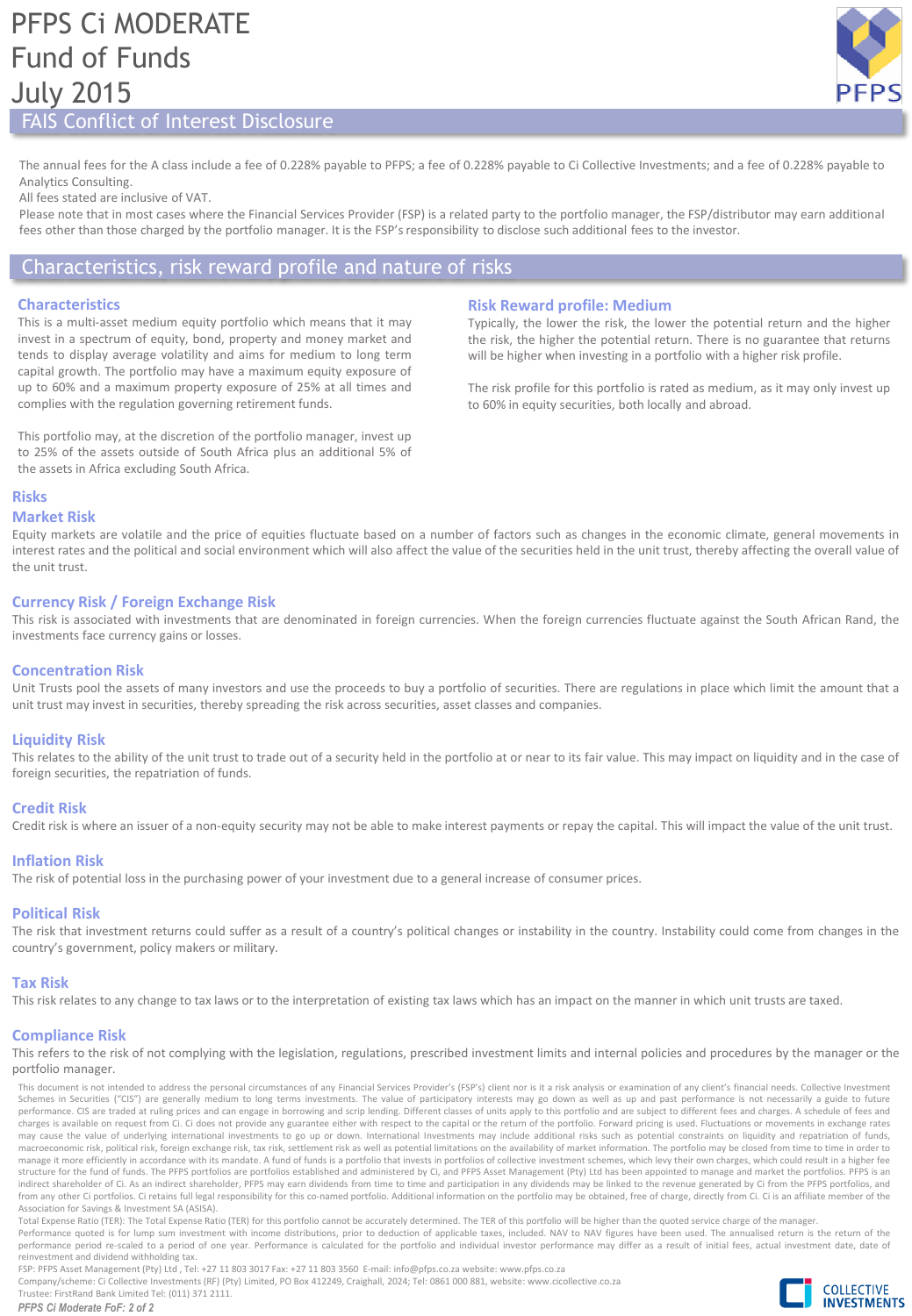# PFPS Ci MODERATE Fund of Funds July 2015

## FAIS Conflict of Interest Disclosure

The annual fees for the A class include a fee of 0.228% payable to PFPS; a fee of 0.228% payable to Ci Collective Investments; and a fee of 0.228% payable to Analytics Consulting.
All fees stated are inclusive of VAT.
Please note that in most cases where the Financial Services Provider (FSP) is a related party to the portfolio manager, the FSP/distributor may earn additional fees other than those charged by the portfolio manager. It is the FSP's responsibility to disclose such additional fees to the investor.

## Characteristics, risk reward profile and nature of risks

### Characteristics

This is a multi-asset medium equity portfolio which means that it may invest in a spectrum of equity, bond, property and money market and tends to display average volatility and aims for medium to long term capital growth. The portfolio may have a maximum equity exposure of up to 60% and a maximum property exposure of 25% at all times and complies with the regulation governing retirement funds.

This portfolio may, at the discretion of the portfolio manager, invest up to 25% of the assets outside of South Africa plus an additional 5% of the assets in Africa excluding South Africa.

### Risk Reward profile: Medium

Typically, the lower the risk, the lower the potential return and the higher the risk, the higher the potential return. There is no guarantee that returns will be higher when investing in a portfolio with a higher risk profile.

The risk profile for this portfolio is rated as medium, as it may only invest up to 60% in equity securities, both locally and abroad.

### Risks

### Market Risk

Equity markets are volatile and the price of equities fluctuate based on a number of factors such as changes in the economic climate, general movements in interest rates and the political and social environment which will also affect the value of the securities held in the unit trust, thereby affecting the overall value of the unit trust.

### Currency Risk / Foreign Exchange Risk

This risk is associated with investments that are denominated in foreign currencies. When the foreign currencies fluctuate against the South African Rand, the investments face currency gains or losses.

### Concentration Risk

Unit Trusts pool the assets of many investors and use the proceeds to buy a portfolio of securities. There are regulations in place which limit the amount that a unit trust may invest in securities, thereby spreading the risk across securities, asset classes and companies.

### Liquidity Risk

This relates to the ability of the unit trust to trade out of a security held in the portfolio at or near to its fair value. This may impact on liquidity and in the case of foreign securities, the repatriation of funds.

### Credit Risk

Credit risk is where an issuer of a non-equity security may not be able to make interest payments or repay the capital. This will impact the value of the unit trust.

### Inflation Risk

The risk of potential loss in the purchasing power of your investment due to a general increase of consumer prices.

### Political Risk

The risk that investment returns could suffer as a result of a country's political changes or instability in the country. Instability could come from changes in the country's government, policy makers or military.

### Tax Risk

This risk relates to any change to tax laws or to the interpretation of existing tax laws which has an impact on the manner in which unit trusts are taxed.

### Compliance Risk

This refers to the risk of not complying with the legislation, regulations, prescribed investment limits and internal policies and procedures by the manager or the portfolio manager.

This document is not intended to address the personal circumstances of any Financial Services Provider's (FSP's) client nor is it a risk analysis or examination of any client's financial needs. Collective Investment Schemes in Securities ("CIS") are generally medium to long terms investments. The value of participatory interests may go down as well as up and past performance is not necessarily a guide to future performance. CIS are traded at ruling prices and can engage in borrowing and scrip lending. Different classes of units apply to this portfolio and are subject to different fees and charges. A schedule of fees and charges is available on request from Ci. Ci does not provide any guarantee either with respect to the capital or the return of the portfolio. Forward pricing is used. Fluctuations or movements in exchange rates may cause the value of underlying international investments to go up or down. International Investments may include additional risks such as potential constraints on liquidity and repatriation of funds, macroeconomic risk, political risk, foreign exchange risk, tax risk, settlement risk as well as potential limitations on the availability of market information. The portfolio may be closed from time to time in order to manage it more efficiently in accordance with its mandate. A fund of funds is a portfolio that invests in portfolios of collective investment schemes, which levy their own charges, which could result in a higher fee structure for the fund of funds. The PFPS portfolios are portfolios established and administered by Ci, and PFPS Asset Management (Pty) Ltd has been appointed to manage and market the portfolios. PFPS is an indirect shareholder of Ci. As an indirect shareholder, PFPS may earn dividends from time to time and participation in any dividends may be linked to the revenue generated by Ci from the PFPS portfolios, and from any other Ci portfolios. Ci retains full legal responsibility for this co-named portfolio. Additional information on the portfolio may be obtained, free of charge, directly from Ci. Ci is an affiliate member of the Association for Savings & Investment SA (ASISA).
Total Expense Ratio (TER): The Total Expense Ratio (TER) for this portfolio cannot be accurately determined. The TER of this portfolio will be higher than the quoted service charge of the manager.
Performance quoted is for lump sum investment with income distributions, prior to deduction of applicable taxes, included. NAV to NAV figures have been used. The annualised return is the return of the performance period re-scaled to a period of one year. Performance is calculated for the portfolio and individual investor performance may differ as a result of initial fees, actual investment date, date of reinvestment and dividend withholding tax.
FSP: PFPS Asset Management (Pty) Ltd , Tel: +27 11 803 3017 Fax: +27 11 803 3560 E-mail: info@pfps.co.za website: www.pfps.co.za
Company/scheme: Ci Collective Investments (RF) (Pty) Limited, PO Box 412249, Craighall, 2024; Tel: 0861 000 881, website: www.cicollective.co.za
Trustee: FirstRand Bank Limited Tel: (011) 371 2111.